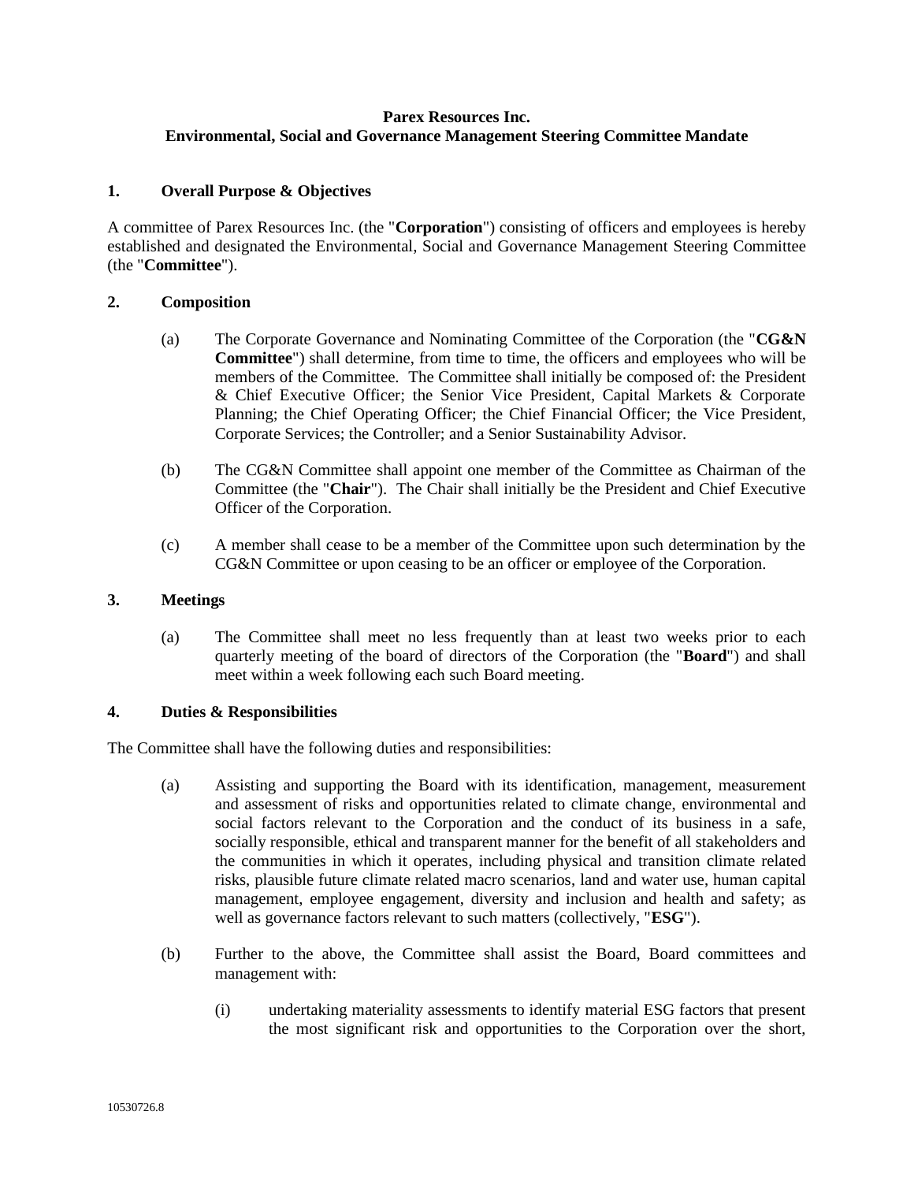**Parex Resources Inc.**
**Environmental, Social and Governance Management Steering Committee Mandate**

## 1. Overall Purpose & Objectives

A committee of Parex Resources Inc. (the "**Corporation**") consisting of officers and employees is hereby established and designated the Environmental, Social and Governance Management Steering Committee (the "**Committee**").

## 2. Composition

(a) The Corporate Governance and Nominating Committee of the Corporation (the "**CG&N Committee**") shall determine, from time to time, the officers and employees who will be members of the Committee. The Committee shall initially be composed of: the President & Chief Executive Officer; the Senior Vice President, Capital Markets & Corporate Planning; the Chief Operating Officer; the Chief Financial Officer; the Vice President, Corporate Services; the Controller; and a Senior Sustainability Advisor.

(b) The CG&N Committee shall appoint one member of the Committee as Chairman of the Committee (the "**Chair**"). The Chair shall initially be the President and Chief Executive Officer of the Corporation.

(c) A member shall cease to be a member of the Committee upon such determination by the CG&N Committee or upon ceasing to be an officer or employee of the Corporation.

## 3. Meetings

(a) The Committee shall meet no less frequently than at least two weeks prior to each quarterly meeting of the board of directors of the Corporation (the "**Board**") and shall meet within a week following each such Board meeting.

## 4. Duties & Responsibilities

The Committee shall have the following duties and responsibilities:

(a) Assisting and supporting the Board with its identification, management, measurement and assessment of risks and opportunities related to climate change, environmental and social factors relevant to the Corporation and the conduct of its business in a safe, socially responsible, ethical and transparent manner for the benefit of all stakeholders and the communities in which it operates, including physical and transition climate related risks, plausible future climate related macro scenarios, land and water use, human capital management, employee engagement, diversity and inclusion and health and safety; as well as governance factors relevant to such matters (collectively, "**ESG**").

(b) Further to the above, the Committee shall assist the Board, Board committees and management with:

(i) undertaking materiality assessments to identify material ESG factors that present the most significant risk and opportunities to the Corporation over the short,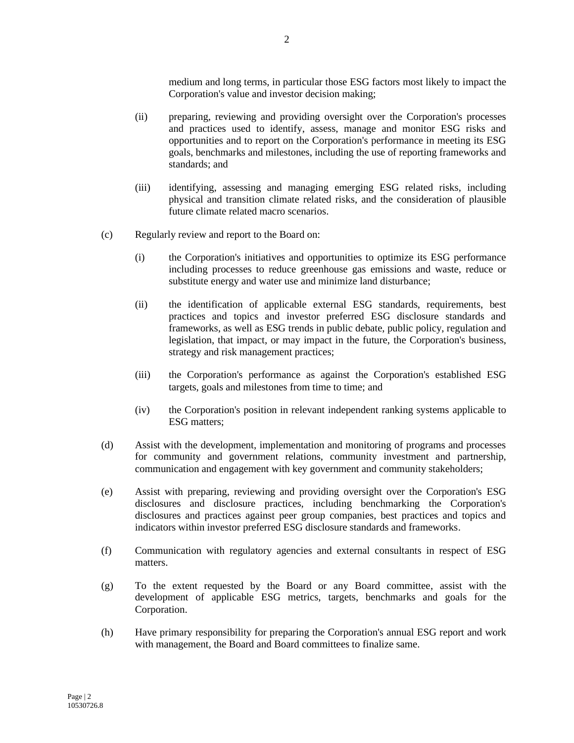medium and long terms, in particular those ESG factors most likely to impact the Corporation's value and investor decision making;

(ii) preparing, reviewing and providing oversight over the Corporation's processes and practices used to identify, assess, manage and monitor ESG risks and opportunities and to report on the Corporation's performance in meeting its ESG goals, benchmarks and milestones, including the use of reporting frameworks and standards; and

(iii) identifying, assessing and managing emerging ESG related risks, including physical and transition climate related risks, and the consideration of plausible future climate related macro scenarios.

(c) Regularly review and report to the Board on:

(i) the Corporation's initiatives and opportunities to optimize its ESG performance including processes to reduce greenhouse gas emissions and waste, reduce or substitute energy and water use and minimize land disturbance;

(ii) the identification of applicable external ESG standards, requirements, best practices and topics and investor preferred ESG disclosure standards and frameworks, as well as ESG trends in public debate, public policy, regulation and legislation, that impact, or may impact in the future, the Corporation's business, strategy and risk management practices;

(iii) the Corporation's performance as against the Corporation's established ESG targets, goals and milestones from time to time; and

(iv) the Corporation's position in relevant independent ranking systems applicable to ESG matters;

(d) Assist with the development, implementation and monitoring of programs and processes for community and government relations, community investment and partnership, communication and engagement with key government and community stakeholders;

(e) Assist with preparing, reviewing and providing oversight over the Corporation's ESG disclosures and disclosure practices, including benchmarking the Corporation's disclosures and practices against peer group companies, best practices and topics and indicators within investor preferred ESG disclosure standards and frameworks.

(f) Communication with regulatory agencies and external consultants in respect of ESG matters.

(g) To the extent requested by the Board or any Board committee, assist with the development of applicable ESG metrics, targets, benchmarks and goals for the Corporation.

(h) Have primary responsibility for preparing the Corporation's annual ESG report and work with management, the Board and Board committees to finalize same.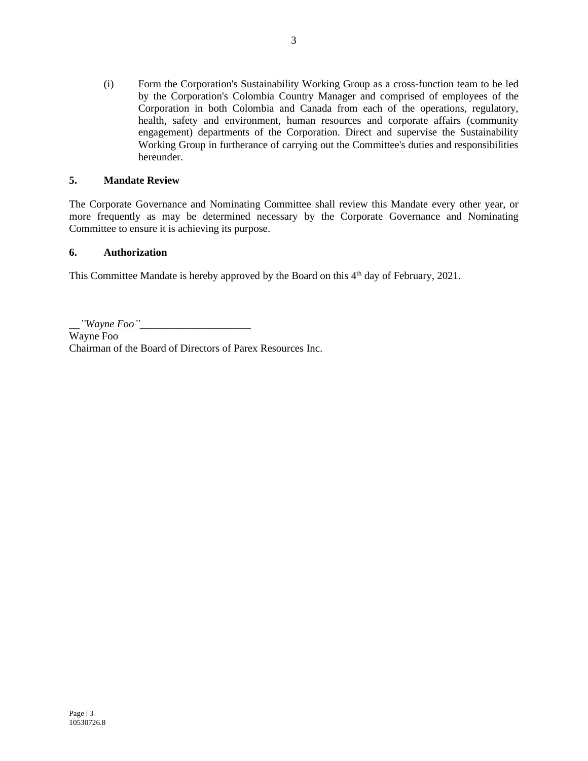(i) Form the Corporation's Sustainability Working Group as a cross-function team to be led by the Corporation's Colombia Country Manager and comprised of employees of the Corporation in both Colombia and Canada from each of the operations, regulatory, health, safety and environment, human resources and corporate affairs (community engagement) departments of the Corporation. Direct and supervise the Sustainability Working Group in furtherance of carrying out the Committee's duties and responsibilities hereunder.

## 5. Mandate Review

The Corporate Governance and Nominating Committee shall review this Mandate every other year, or more frequently as may be determined necessary by the Corporate Governance and Nominating Committee to ensure it is achieving its purpose.

## 6. Authorization

This Committee Mandate is hereby approved by the Board on this 4th day of February, 2021.

__*"Wayne Foo"*____________________

Wayne Foo
Chairman of the Board of Directors of Parex Resources Inc.

10530726.8